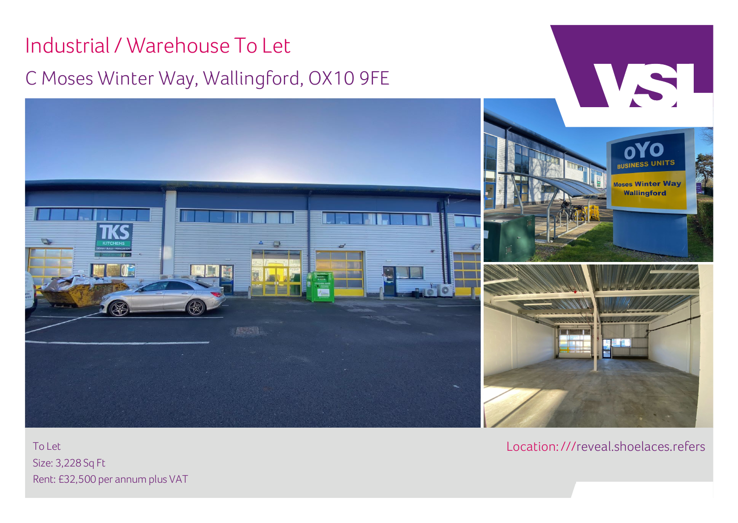# Industrial / Warehouse To Let

## C Moses Winter Way, Wallingford, OX10 9FE

To Let
Size: 3,228 Sq Ft
Rent: £32,500 per annum plus VAT

Location: ///reveal.shoelaces.refers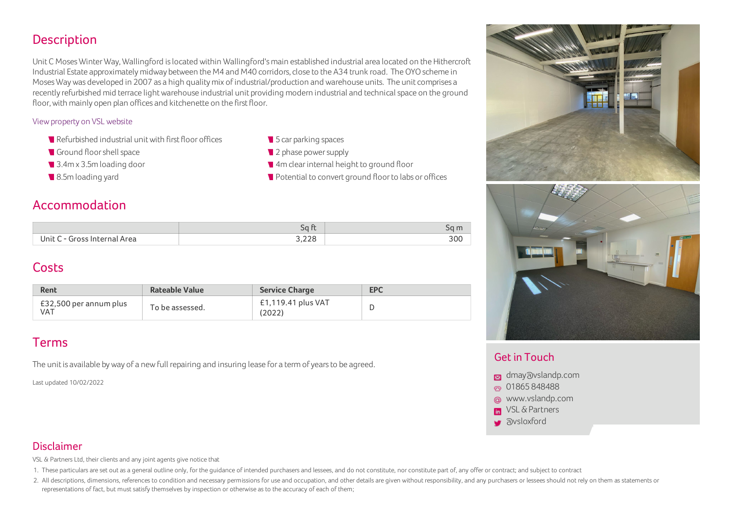## Description

Unit C Moses Winter Way, Wallingford is located within Wallingford's main established industrial area located on the Hithercroft Industrial Estate approximately midway between the M4 and M40 corridors, close to the A34 trunk road. The OYO scheme in Moses Way was developed in 2007 as a high quality mix of industrial/production and warehouse units. The unit comprises a recently refurbished mid terrace light warehouse industrial unit providing modern industrial and technical space on the ground floor, with mainly open plan offices and kitchenette on the first floor.

View property on VSL website

- Refurbished industrial unit with first floor offices
- Ground floor shell space
- 3.4m x 3.5m loading door
- 8.5m loading yard
- 5 car parking spaces
- 2 phase power supply
- 4m clear internal height to ground floor
- Potential to convert ground floor to labs or offices

## Accommodation

| | Sq ft | Sq m |
|---|---|---|
| Unit C - Gross Internal Area | 3,228 | 300 |

## Costs

| Rent | Rateable Value | Service Charge | EPC |
|---|---|---|---|
| £32,500 per annum plus VAT | To be assessed. | £1,119.41 plus VAT (2022) | D |

## Terms

The unit is available by way of a new full repairing and insuring lease for a term of years to be agreed.

Last updated 10/02/2022

## Get in Touch

- dmay@vslandp.com
- 01865 848488
- www.vslandp.com
- VSL & Partners
- @vsloxford

## Disclaimer

VSL & Partners Ltd, their clients and any joint agents give notice that

1. These particulars are set out as a general outline only, for the guidance of intended purchasers and lessees, and do not constitute, nor constitute part of, any offer or contract; and subject to contract
2. All descriptions, dimensions, references to condition and necessary permissions for use and occupation, and other details are given without responsibility, and any purchasers or lessees should not rely on them as statements or representations of fact, but must satisfy themselves by inspection or otherwise as to the accuracy of each of them;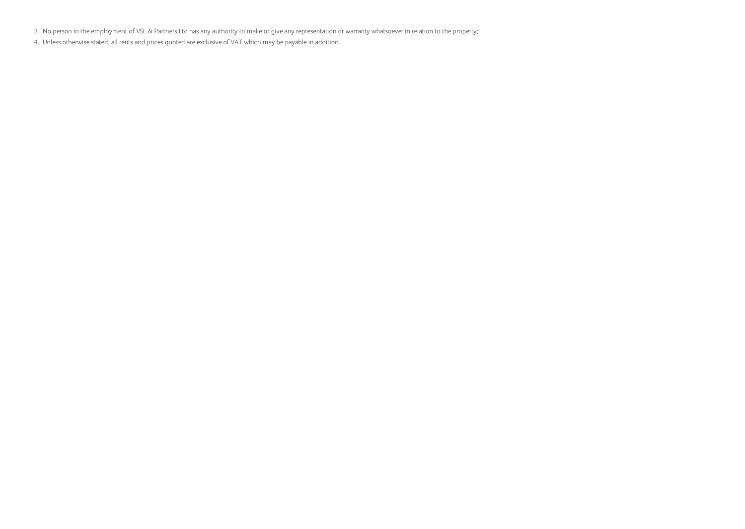3. No person in the employment of VSL & Partners Ltd has any authority to make or give any representation or warranty whatsoever in relation to the property;
4. Unless otherwise stated, all rents and prices quoted are exclusive of VAT which may be payable in addition.